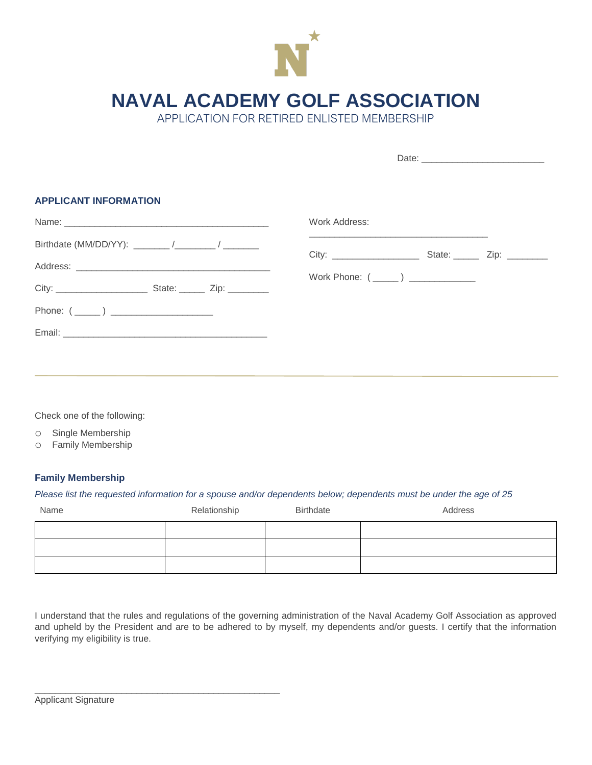# NAVAL ACADEMY GOLF ASSOCIATION

APPLICATION FOR RETIRED ENLISTED MEMBERSHIP

Date: ________________________

### APPLICANT INFORMATION

Name: ________________________________________

Birthdate (MM/DD/YY): _______ /________ / _______

Address: ______________________________________

City: __________________ State: _____ Zip: ________

Phone: ( _____ ) ____________________

Email: ________________________________________

Work Address:

___________________________________

City: _________________ State: _____ Zip: ________

Work Phone: ( _____ ) _____________

Check one of the following:

- ○ Single Membership
- ○ Family Membership

### Family Membership

*Please list the requested information for a spouse and/or dependents below; dependents must be under the age of 25*

| Name | Relationship | Birthdate | Address |
|---|---|---|---|
| | | | |
| | | | |
| | | | |

I understand that the rules and regulations of the governing administration of the Naval Academy Golf Association as approved and upheld by the President and are to be adhered to by myself, my dependents and/or guests. I certify that the information verifying my eligibility is true.

________________________________________________

Applicant Signature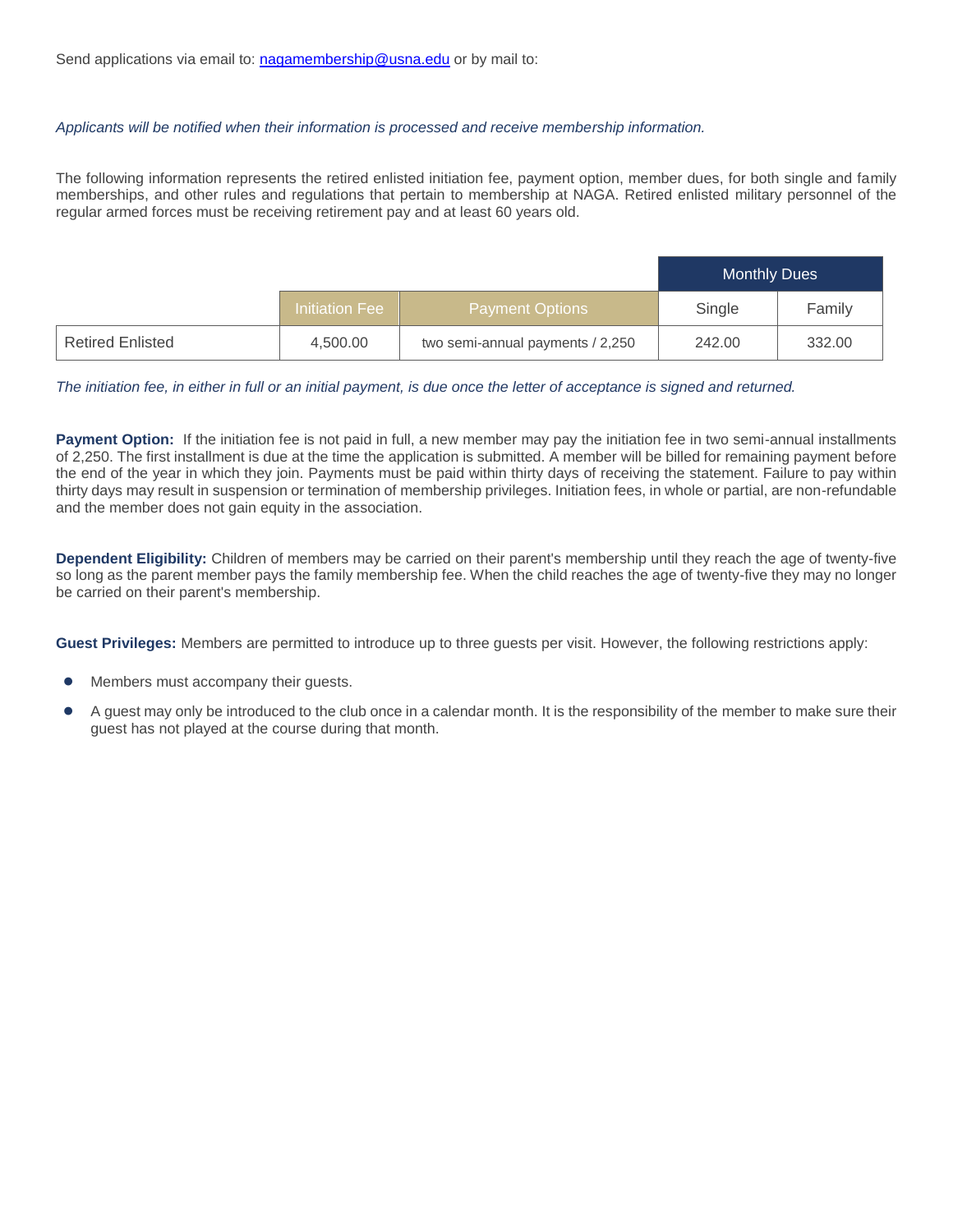Send applications via email to: [nagamembership@usna.edu](mailto:nagamembership@usna.edu) or by mail to:

*Applicants will be notified when their information is processed and receive membership information.*

The following information represents the retired enlisted initiation fee, payment option, member dues, for both single and family memberships, and other rules and regulations that pertain to membership at NAGA. Retired enlisted military personnel of the regular armed forces must be receiving retirement pay and at least 60 years old.

| | | | Monthly Dues | |
|---|---|---|---|---|
| | Initiation Fee | Payment Options | Single | Family |
| Retired Enlisted | 4,500.00 | two semi-annual payments / 2,250 | 242.00 | 332.00 |

*The initiation fee, in either in full or an initial payment, is due once the letter of acceptance is signed and returned.*

**Payment Option:** If the initiation fee is not paid in full, a new member may pay the initiation fee in two semi-annual installments of 2,250. The first installment is due at the time the application is submitted. A member will be billed for remaining payment before the end of the year in which they join. Payments must be paid within thirty days of receiving the statement. Failure to pay within thirty days may result in suspension or termination of membership privileges. Initiation fees, in whole or partial, are non-refundable and the member does not gain equity in the association.

**Dependent Eligibility:** Children of members may be carried on their parent's membership until they reach the age of twenty-five so long as the parent member pays the family membership fee. When the child reaches the age of twenty-five they may no longer be carried on their parent's membership.

**Guest Privileges:** Members are permitted to introduce up to three guests per visit. However, the following restrictions apply:

- Members must accompany their guests.
- A guest may only be introduced to the club once in a calendar month. It is the responsibility of the member to make sure their guest has not played at the course during that month.